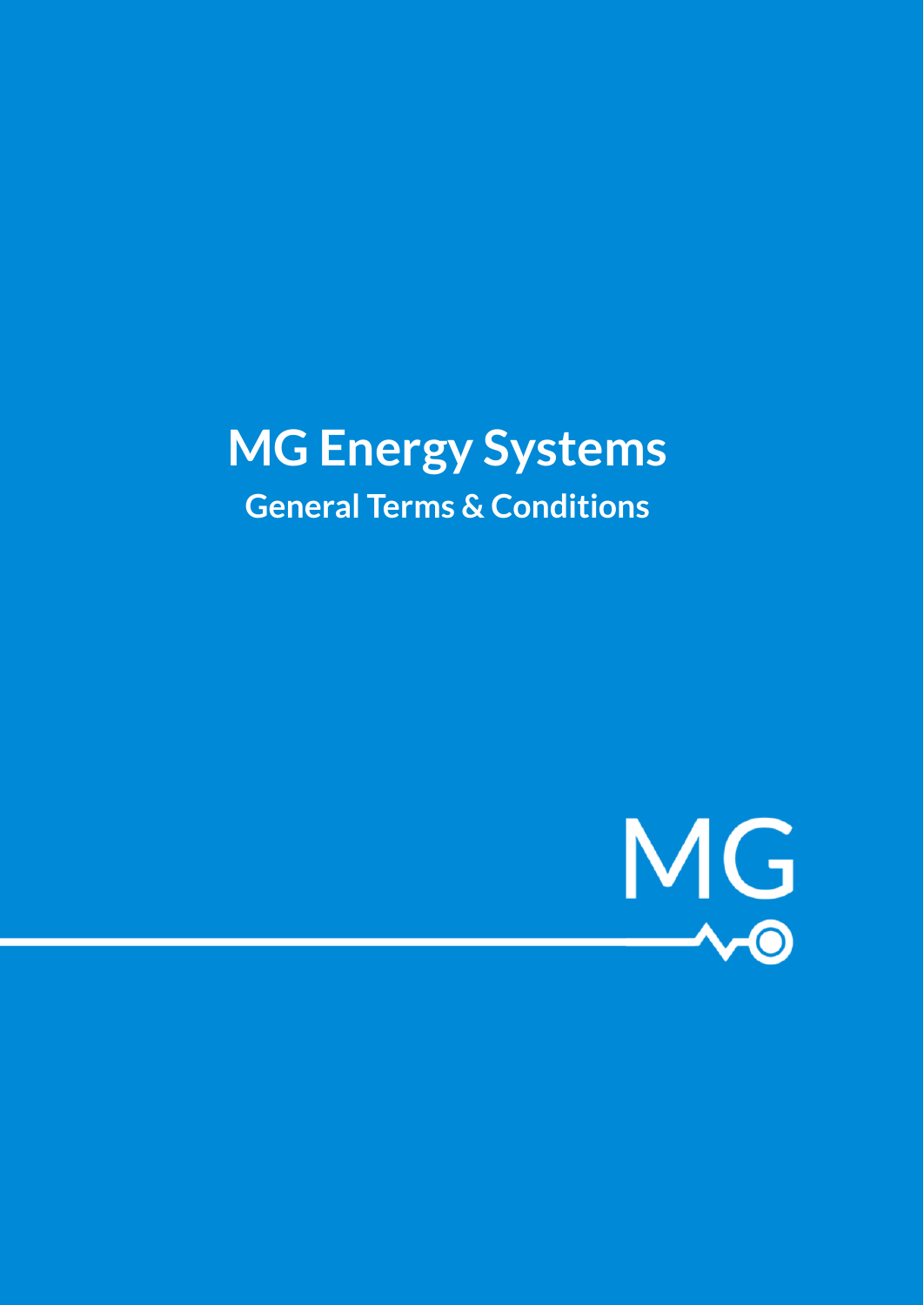# MG Energy Systems

## General Terms & Conditions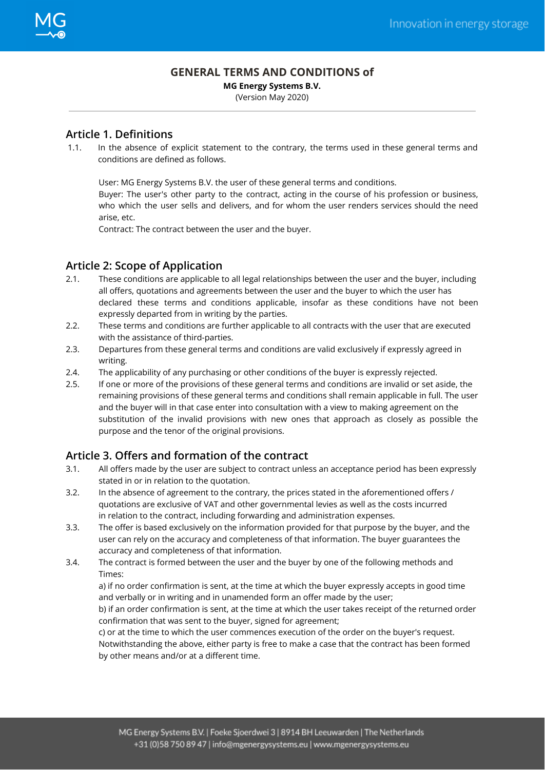# GENERAL TERMS AND CONDITIONS of

**MG Energy Systems B.V.**

(Version May 2020)

---

## Article 1. Definitions

1.1. In the absence of explicit statement to the contrary, the terms used in these general terms and conditions are defined as follows.

User: MG Energy Systems B.V. the user of these general terms and conditions.
Buyer: The user's other party to the contract, acting in the course of his profession or business, who which the user sells and delivers, and for whom the user renders services should the need arise, etc.
Contract: The contract between the user and the buyer.

## Article 2: Scope of Application

2.1. These conditions are applicable to all legal relationships between the user and the buyer, including all offers, quotations and agreements between the user and the buyer to which the user has declared these terms and conditions applicable, insofar as these conditions have not been expressly departed from in writing by the parties.

2.2. These terms and conditions are further applicable to all contracts with the user that are executed with the assistance of third-parties.

2.3. Departures from these general terms and conditions are valid exclusively if expressly agreed in writing.

2.4. The applicability of any purchasing or other conditions of the buyer is expressly rejected.

2.5. If one or more of the provisions of these general terms and conditions are invalid or set aside, the remaining provisions of these general terms and conditions shall remain applicable in full. The user and the buyer will in that case enter into consultation with a view to making agreement on the substitution of the invalid provisions with new ones that approach as closely as possible the purpose and the tenor of the original provisions.

## Article 3. Offers and formation of the contract

3.1. All offers made by the user are subject to contract unless an acceptance period has been expressly stated in or in relation to the quotation.

3.2. In the absence of agreement to the contrary, the prices stated in the aforementioned offers / quotations are exclusive of VAT and other governmental levies as well as the costs incurred in relation to the contract, including forwarding and administration expenses.

3.3. The offer is based exclusively on the information provided for that purpose by the buyer, and the user can rely on the accuracy and completeness of that information. The buyer guarantees the accuracy and completeness of that information.

3.4. The contract is formed between the user and the buyer by one of the following methods and Times:

a) if no order confirmation is sent, at the time at which the buyer expressly accepts in good time and verbally or in writing and in unamended form an offer made by the user;

b) if an order confirmation is sent, at the time at which the user takes receipt of the returned order confirmation that was sent to the buyer, signed for agreement;

c) or at the time to which the user commences execution of the order on the buyer's request.

Notwithstanding the above, either party is free to make a case that the contract has been formed by other means and/or at a different time.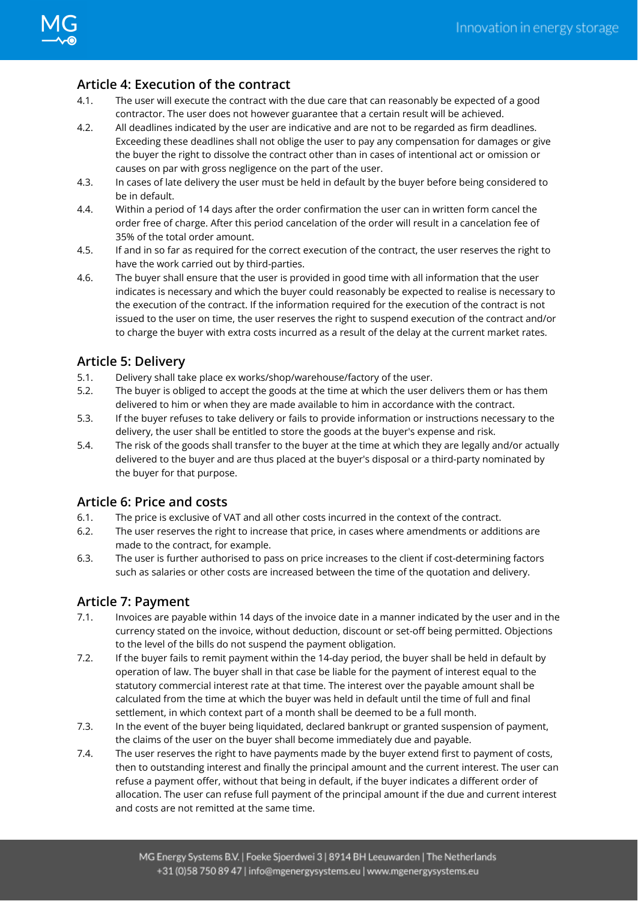## Article 4: Execution of the contract

4.1. The user will execute the contract with the due care that can reasonably be expected of a good contractor. The user does not however guarantee that a certain result will be achieved.

4.2. All deadlines indicated by the user are indicative and are not to be regarded as firm deadlines. Exceeding these deadlines shall not oblige the user to pay any compensation for damages or give the buyer the right to dissolve the contract other than in cases of intentional act or omission or causes on par with gross negligence on the part of the user.

4.3. In cases of late delivery the user must be held in default by the buyer before being considered to be in default.

4.4. Within a period of 14 days after the order confirmation the user can in written form cancel the order free of charge. After this period cancelation of the order will result in a cancelation fee of 35% of the total order amount.

4.5. If and in so far as required for the correct execution of the contract, the user reserves the right to have the work carried out by third-parties.

4.6. The buyer shall ensure that the user is provided in good time with all information that the user indicates is necessary and which the buyer could reasonably be expected to realise is necessary to the execution of the contract. If the information required for the execution of the contract is not issued to the user on time, the user reserves the right to suspend execution of the contract and/or to charge the buyer with extra costs incurred as a result of the delay at the current market rates.

## Article 5: Delivery

5.1. Delivery shall take place ex works/shop/warehouse/factory of the user.

5.2. The buyer is obliged to accept the goods at the time at which the user delivers them or has them delivered to him or when they are made available to him in accordance with the contract.

5.3. If the buyer refuses to take delivery or fails to provide information or instructions necessary to the delivery, the user shall be entitled to store the goods at the buyer's expense and risk.

5.4. The risk of the goods shall transfer to the buyer at the time at which they are legally and/or actually delivered to the buyer and are thus placed at the buyer's disposal or a third-party nominated by the buyer for that purpose.

## Article 6: Price and costs

6.1. The price is exclusive of VAT and all other costs incurred in the context of the contract.

6.2. The user reserves the right to increase that price, in cases where amendments or additions are made to the contract, for example.

6.3. The user is further authorised to pass on price increases to the client if cost-determining factors such as salaries or other costs are increased between the time of the quotation and delivery.

## Article 7: Payment

7.1. Invoices are payable within 14 days of the invoice date in a manner indicated by the user and in the currency stated on the invoice, without deduction, discount or set-off being permitted. Objections to the level of the bills do not suspend the payment obligation.

7.2. If the buyer fails to remit payment within the 14-day period, the buyer shall be held in default by operation of law. The buyer shall in that case be liable for the payment of interest equal to the statutory commercial interest rate at that time. The interest over the payable amount shall be calculated from the time at which the buyer was held in default until the time of full and final settlement, in which context part of a month shall be deemed to be a full month.

7.3. In the event of the buyer being liquidated, declared bankrupt or granted suspension of payment, the claims of the user on the buyer shall become immediately due and payable.

7.4. The user reserves the right to have payments made by the buyer extend first to payment of costs, then to outstanding interest and finally the principal amount and the current interest. The user can refuse a payment offer, without that being in default, if the buyer indicates a different order of allocation. The user can refuse full payment of the principal amount if the due and current interest and costs are not remitted at the same time.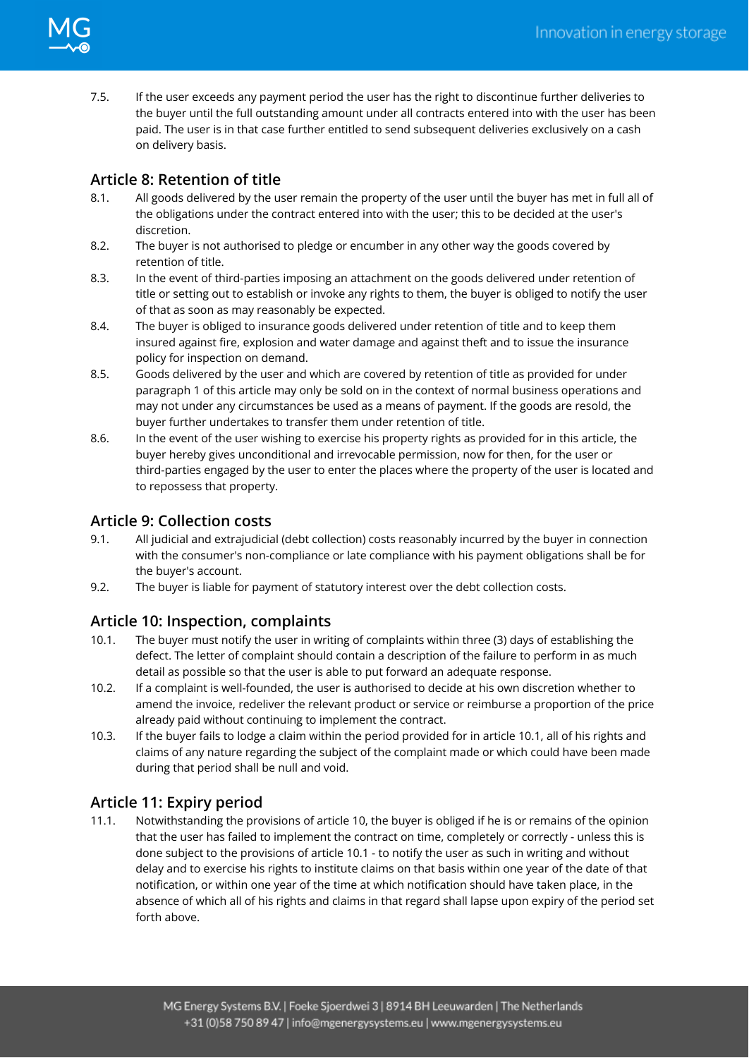7.5. If the user exceeds any payment period the user has the right to discontinue further deliveries to the buyer until the full outstanding amount under all contracts entered into with the user has been paid. The user is in that case further entitled to send subsequent deliveries exclusively on a cash on delivery basis.

## Article 8: Retention of title

8.1. All goods delivered by the user remain the property of the user until the buyer has met in full all of the obligations under the contract entered into with the user; this to be decided at the user's discretion.

8.2. The buyer is not authorised to pledge or encumber in any other way the goods covered by retention of title.

8.3. In the event of third-parties imposing an attachment on the goods delivered under retention of title or setting out to establish or invoke any rights to them, the buyer is obliged to notify the user of that as soon as may reasonably be expected.

8.4. The buyer is obliged to insurance goods delivered under retention of title and to keep them insured against fire, explosion and water damage and against theft and to issue the insurance policy for inspection on demand.

8.5. Goods delivered by the user and which are covered by retention of title as provided for under paragraph 1 of this article may only be sold on in the context of normal business operations and may not under any circumstances be used as a means of payment. If the goods are resold, the buyer further undertakes to transfer them under retention of title.

8.6. In the event of the user wishing to exercise his property rights as provided for in this article, the buyer hereby gives unconditional and irrevocable permission, now for then, for the user or third-parties engaged by the user to enter the places where the property of the user is located and to repossess that property.

## Article 9: Collection costs

9.1. All judicial and extrajudicial (debt collection) costs reasonably incurred by the buyer in connection with the consumer's non-compliance or late compliance with his payment obligations shall be for the buyer's account.

9.2. The buyer is liable for payment of statutory interest over the debt collection costs.

## Article 10: Inspection, complaints

10.1. The buyer must notify the user in writing of complaints within three (3) days of establishing the defect. The letter of complaint should contain a description of the failure to perform in as much detail as possible so that the user is able to put forward an adequate response.

10.2. If a complaint is well-founded, the user is authorised to decide at his own discretion whether to amend the invoice, redeliver the relevant product or service or reimburse a proportion of the price already paid without continuing to implement the contract.

10.3. If the buyer fails to lodge a claim within the period provided for in article 10.1, all of his rights and claims of any nature regarding the subject of the complaint made or which could have been made during that period shall be null and void.

## Article 11: Expiry period

11.1. Notwithstanding the provisions of article 10, the buyer is obliged if he is or remains of the opinion that the user has failed to implement the contract on time, completely or correctly - unless this is done subject to the provisions of article 10.1 - to notify the user as such in writing and without delay and to exercise his rights to institute claims on that basis within one year of the date of that notification, or within one year of the time at which notification should have taken place, in the absence of which all of his rights and claims in that regard shall lapse upon expiry of the period set forth above.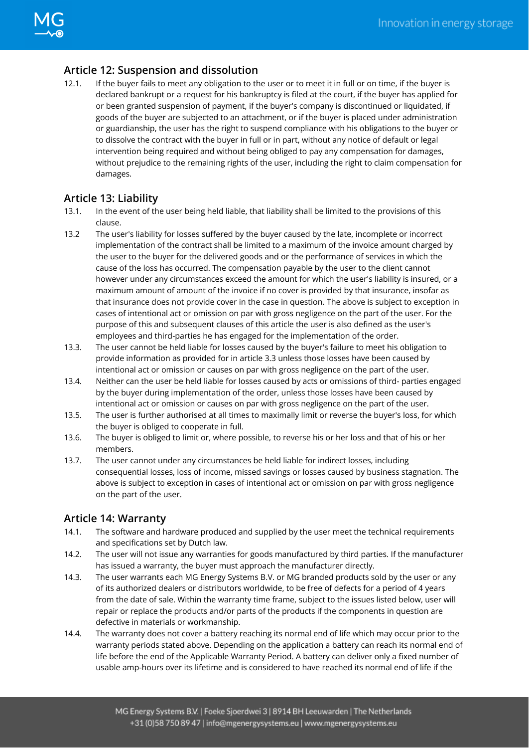## Article 12: Suspension and dissolution

12.1. If the buyer fails to meet any obligation to the user or to meet it in full or on time, if the buyer is declared bankrupt or a request for his bankruptcy is filed at the court, if the buyer has applied for or been granted suspension of payment, if the buyer's company is discontinued or liquidated, if goods of the buyer are subjected to an attachment, or if the buyer is placed under administration or guardianship, the user has the right to suspend compliance with his obligations to the buyer or to dissolve the contract with the buyer in full or in part, without any notice of default or legal intervention being required and without being obliged to pay any compensation for damages, without prejudice to the remaining rights of the user, including the right to claim compensation for damages.

## Article 13: Liability

13.1. In the event of the user being held liable, that liability shall be limited to the provisions of this clause.

13.2 The user's liability for losses suffered by the buyer caused by the late, incomplete or incorrect implementation of the contract shall be limited to a maximum of the invoice amount charged by the user to the buyer for the delivered goods and or the performance of services in which the cause of the loss has occurred. The compensation payable by the user to the client cannot however under any circumstances exceed the amount for which the user's liability is insured, or a maximum amount of amount of the invoice if no cover is provided by that insurance, insofar as that insurance does not provide cover in the case in question. The above is subject to exception in cases of intentional act or omission on par with gross negligence on the part of the user. For the purpose of this and subsequent clauses of this article the user is also defined as the user's employees and third-parties he has engaged for the implementation of the order.

13.3. The user cannot be held liable for losses caused by the buyer's failure to meet his obligation to provide information as provided for in article 3.3 unless those losses have been caused by intentional act or omission or causes on par with gross negligence on the part of the user.

13.4. Neither can the user be held liable for losses caused by acts or omissions of third- parties engaged by the buyer during implementation of the order, unless those losses have been caused by intentional act or omission or causes on par with gross negligence on the part of the user.

13.5. The user is further authorised at all times to maximally limit or reverse the buyer's loss, for which the buyer is obliged to cooperate in full.

13.6. The buyer is obliged to limit or, where possible, to reverse his or her loss and that of his or her members.

13.7. The user cannot under any circumstances be held liable for indirect losses, including consequential losses, loss of income, missed savings or losses caused by business stagnation. The above is subject to exception in cases of intentional act or omission on par with gross negligence on the part of the user.

## Article 14: Warranty

14.1. The software and hardware produced and supplied by the user meet the technical requirements and specifications set by Dutch law.

14.2. The user will not issue any warranties for goods manufactured by third parties. If the manufacturer has issued a warranty, the buyer must approach the manufacturer directly.

14.3. The user warrants each MG Energy Systems B.V. or MG branded products sold by the user or any of its authorized dealers or distributors worldwide, to be free of defects for a period of 4 years from the date of sale. Within the warranty time frame, subject to the issues listed below, user will repair or replace the products and/or parts of the products if the components in question are defective in materials or workmanship.

14.4. The warranty does not cover a battery reaching its normal end of life which may occur prior to the warranty periods stated above. Depending on the application a battery can reach its normal end of life before the end of the Applicable Warranty Period. A battery can deliver only a fixed number of usable amp-hours over its lifetime and is considered to have reached its normal end of life if the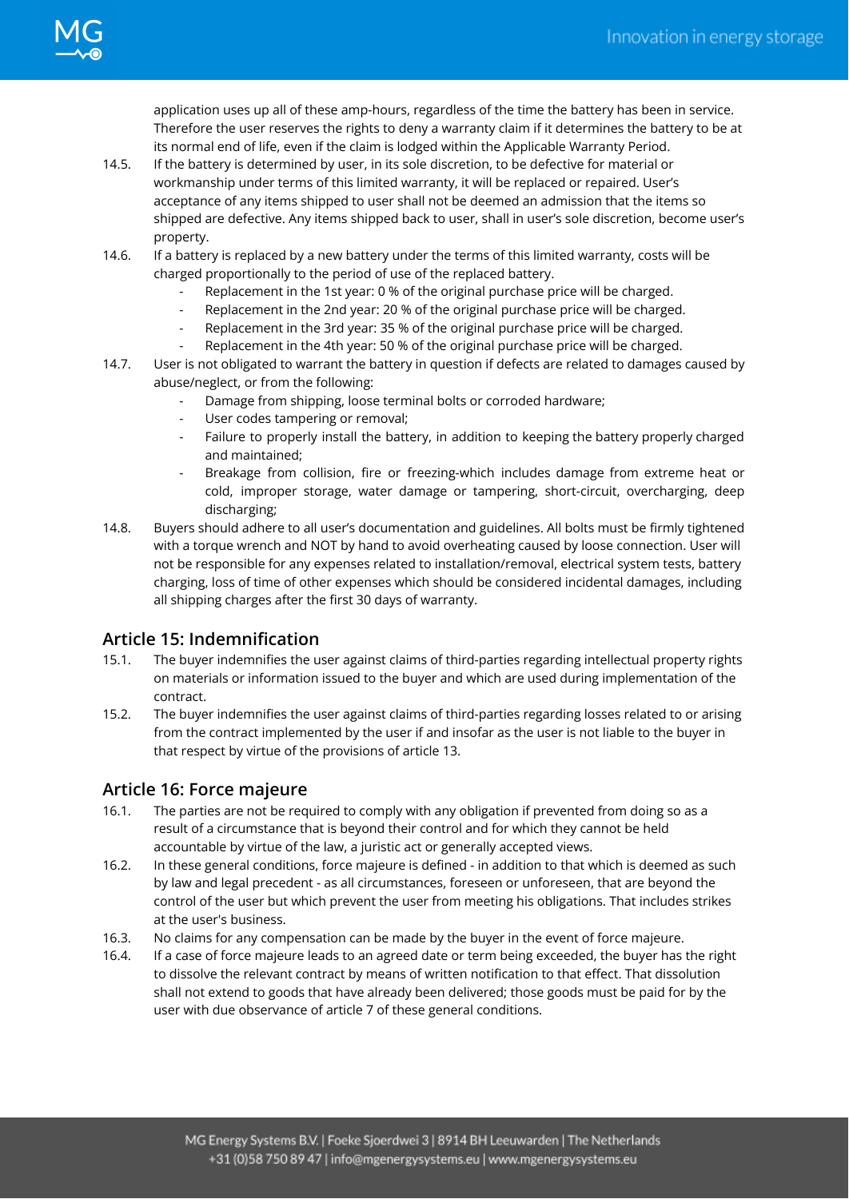application uses up all of these amp-hours, regardless of the time the battery has been in service. Therefore the user reserves the rights to deny a warranty claim if it determines the battery to be at its normal end of life, even if the claim is lodged within the Applicable Warranty Period.

14.5. If the battery is determined by user, in its sole discretion, to be defective for material or workmanship under terms of this limited warranty, it will be replaced or repaired. User's acceptance of any items shipped to user shall not be deemed an admission that the items so shipped are defective. Any items shipped back to user, shall in user's sole discretion, become user's property.

14.6. If a battery is replaced by a new battery under the terms of this limited warranty, costs will be charged proportionally to the period of use of the replaced battery.
- Replacement in the 1st year: 0 % of the original purchase price will be charged.
- Replacement in the 2nd year: 20 % of the original purchase price will be charged.
- Replacement in the 3rd year: 35 % of the original purchase price will be charged.
- Replacement in the 4th year: 50 % of the original purchase price will be charged.

14.7. User is not obligated to warrant the battery in question if defects are related to damages caused by abuse/neglect, or from the following:
- Damage from shipping, loose terminal bolts or corroded hardware;
- User codes tampering or removal;
- Failure to properly install the battery, in addition to keeping the battery properly charged and maintained;
- Breakage from collision, fire or freezing-which includes damage from extreme heat or cold, improper storage, water damage or tampering, short-circuit, overcharging, deep discharging;

14.8. Buyers should adhere to all user's documentation and guidelines. All bolts must be firmly tightened with a torque wrench and NOT by hand to avoid overheating caused by loose connection. User will not be responsible for any expenses related to installation/removal, electrical system tests, battery charging, loss of time of other expenses which should be considered incidental damages, including all shipping charges after the first 30 days of warranty.

## Article 15: Indemnification

15.1. The buyer indemnifies the user against claims of third-parties regarding intellectual property rights on materials or information issued to the buyer and which are used during implementation of the contract.

15.2. The buyer indemnifies the user against claims of third-parties regarding losses related to or arising from the contract implemented by the user if and insofar as the user is not liable to the buyer in that respect by virtue of the provisions of article 13.

## Article 16: Force majeure

16.1. The parties are not be required to comply with any obligation if prevented from doing so as a result of a circumstance that is beyond their control and for which they cannot be held accountable by virtue of the law, a juristic act or generally accepted views.

16.2. In these general conditions, force majeure is defined - in addition to that which is deemed as such by law and legal precedent - as all circumstances, foreseen or unforeseen, that are beyond the control of the user but which prevent the user from meeting his obligations. That includes strikes at the user's business.

16.3. No claims for any compensation can be made by the buyer in the event of force majeure.

16.4. If a case of force majeure leads to an agreed date or term being exceeded, the buyer has the right to dissolve the relevant contract by means of written notification to that effect. That dissolution shall not extend to goods that have already been delivered; those goods must be paid for by the user with due observance of article 7 of these general conditions.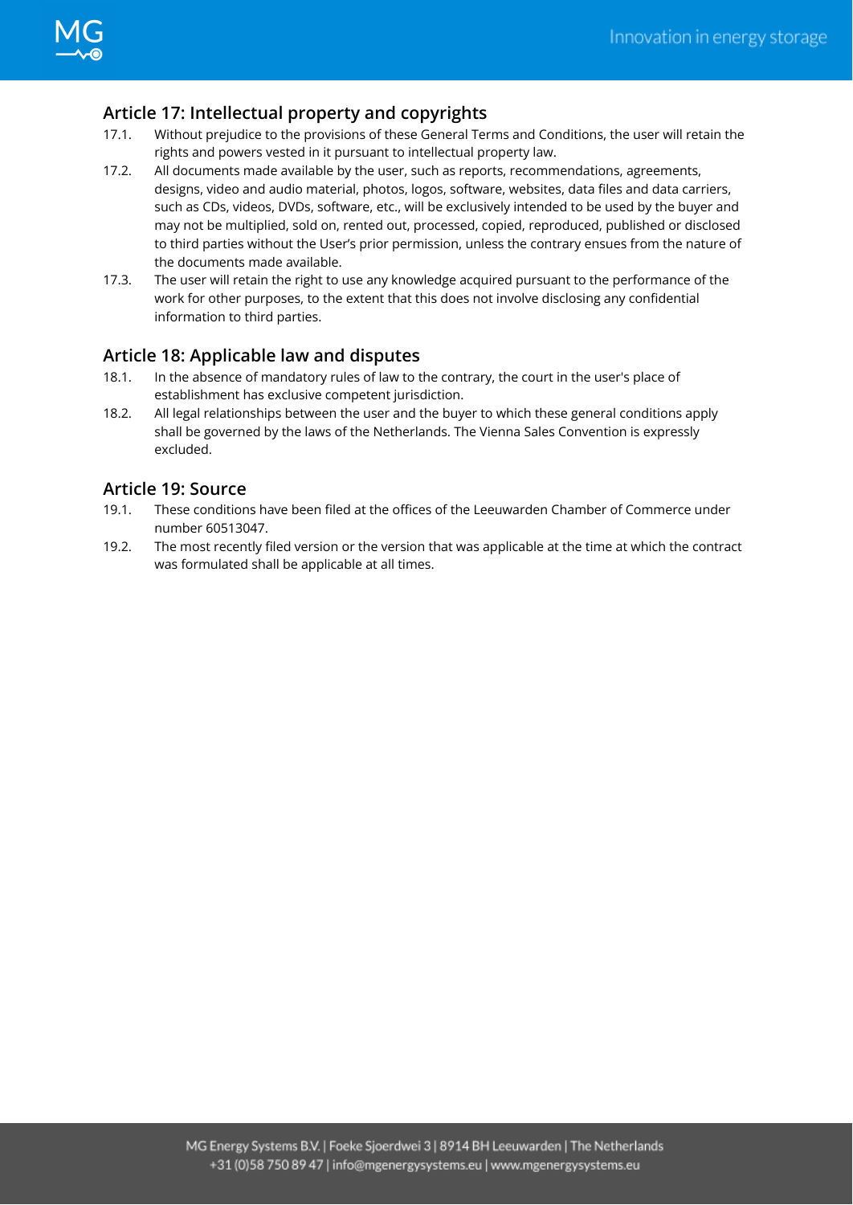## Article 17: Intellectual property and copyrights

17.1. Without prejudice to the provisions of these General Terms and Conditions, the user will retain the rights and powers vested in it pursuant to intellectual property law.

17.2. All documents made available by the user, such as reports, recommendations, agreements, designs, video and audio material, photos, logos, software, websites, data files and data carriers, such as CDs, videos, DVDs, software, etc., will be exclusively intended to be used by the buyer and may not be multiplied, sold on, rented out, processed, copied, reproduced, published or disclosed to third parties without the User's prior permission, unless the contrary ensues from the nature of the documents made available.

17.3. The user will retain the right to use any knowledge acquired pursuant to the performance of the work for other purposes, to the extent that this does not involve disclosing any confidential information to third parties.

## Article 18: Applicable law and disputes

18.1. In the absence of mandatory rules of law to the contrary, the court in the user's place of establishment has exclusive competent jurisdiction.

18.2. All legal relationships between the user and the buyer to which these general conditions apply shall be governed by the laws of the Netherlands. The Vienna Sales Convention is expressly excluded.

## Article 19: Source

19.1. These conditions have been filed at the offices of the Leeuwarden Chamber of Commerce under number 60513047.

19.2. The most recently filed version or the version that was applicable at the time at which the contract was formulated shall be applicable at all times.